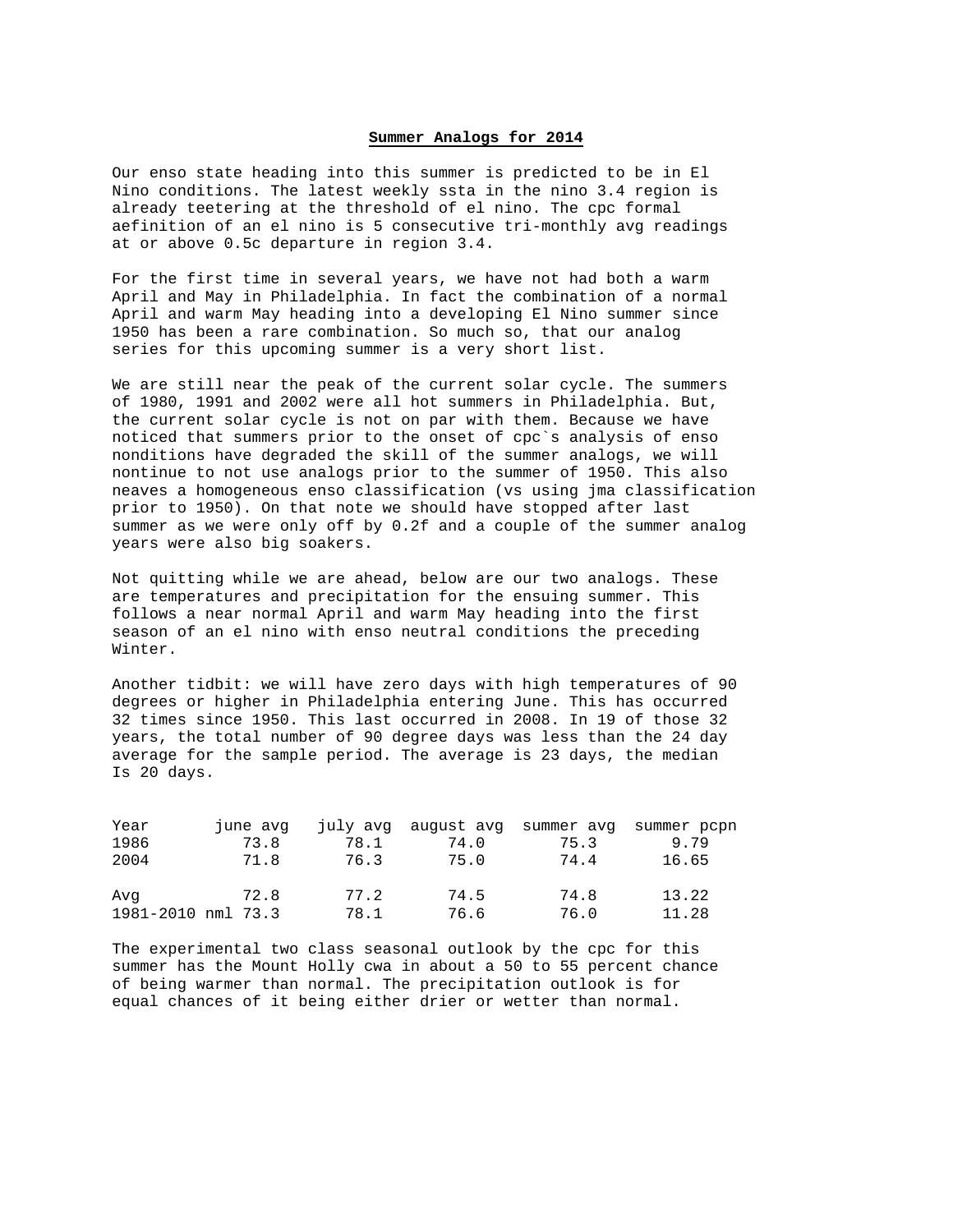**Summer Analogs for 2014**

Our enso state heading into this summer is predicted to be in El Nino conditions. The latest weekly ssta in the nino 3.4 region is already teetering at the threshold of el nino. The cpc formal aefinition of an el nino is 5 consecutive tri-monthly avg readings at or above 0.5c departure in region 3.4.

For the first time in several years, we have not had both a warm April and May in Philadelphia. In fact the combination of a normal April and warm May heading into a developing El Nino summer since 1950 has been a rare combination. So much so, that our analog series for this upcoming summer is a very short list.

We are still near the peak of the current solar cycle. The summers of 1980, 1991 and 2002 were all hot summers in Philadelphia. But, the current solar cycle is not on par with them. Because we have noticed that summers prior to the onset of cpc`s analysis of enso nonditions have degraded the skill of the summer analogs, we will nontinue to not use analogs prior to the summer of 1950. This also neaves a homogeneous enso classification (vs using jma classification prior to 1950). On that note we should have stopped after last summer as we were only off by 0.2f and a couple of the summer analog years were also big soakers.

Not quitting while we are ahead, below are our two analogs. These are temperatures and precipitation for the ensuing summer. This follows a near normal April and warm May heading into the first season of an el nino with enso neutral conditions the preceding Winter.

Another tidbit: we will have zero days with high temperatures of 90 degrees or higher in Philadelphia entering June. This has occurred 32 times since 1950. This last occurred in 2008. In 19 of those 32 years, the total number of 90 degree days was less than the 24 day average for the sample period. The average is 23 days, the median Is 20 days.

| Year | june avg | july avg | august avg | summer avg | summer pcpn |
|---|---|---|---|---|---|
| 1986 | 73.8 | 78.1 | 74.0 | 75.3 | 9.79 |
| 2004 | 71.8 | 76.3 | 75.0 | 74.4 | 16.65 |
| | | | | | |
| Avg | 72.8 | 77.2 | 74.5 | 74.8 | 13.22 |
| 1981-2010 nml | 73.3 | 78.1 | 76.6 | 76.0 | 11.28 |

The experimental two class seasonal outlook by the cpc for this summer has the Mount Holly cwa in about a 50 to 55 percent chance of being warmer than normal. The precipitation outlook is for equal chances of it being either drier or wetter than normal.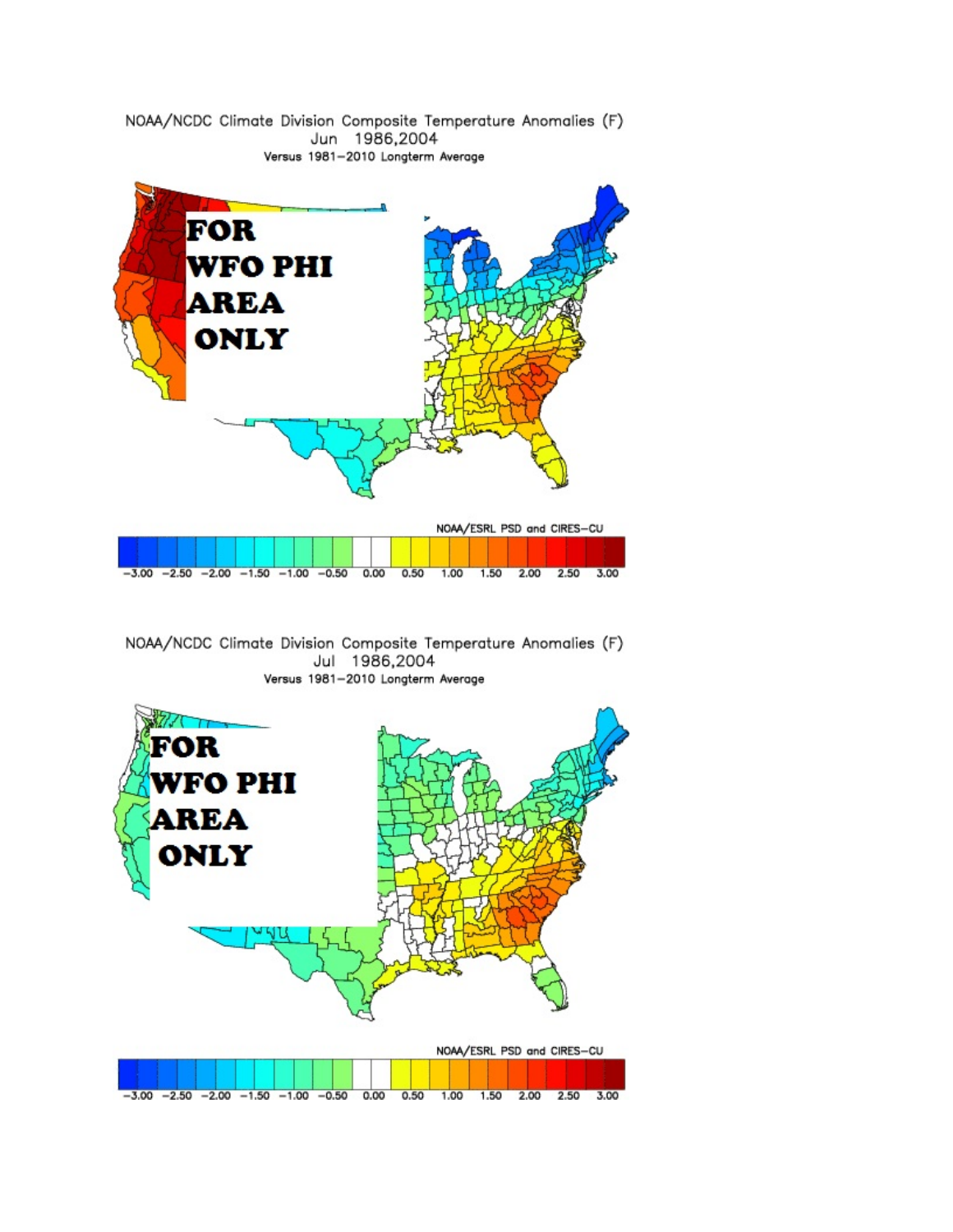NOAA/NCDC Climate Division Composite Temperature Anomalies (F)
Jun 1986,2004
Versus 1981–2010 Longterm Average

FOR WFO PHI AREA ONLY

NOAA/ESRL PSD and CIRES–CU

−3.00 −2.50 −2.00 −1.50 −1.00 −0.50 0.00 0.50 1.00 1.50 2.00 2.50 3.00

NOAA/NCDC Climate Division Composite Temperature Anomalies (F)
Jul 1986,2004
Versus 1981–2010 Longterm Average

FOR WFO PHI AREA ONLY

NOAA/ESRL PSD and CIRES–CU

−3.00 −2.50 −2.00 −1.50 −1.00 −0.50 0.00 0.50 1.00 1.50 2.00 2.50 3.00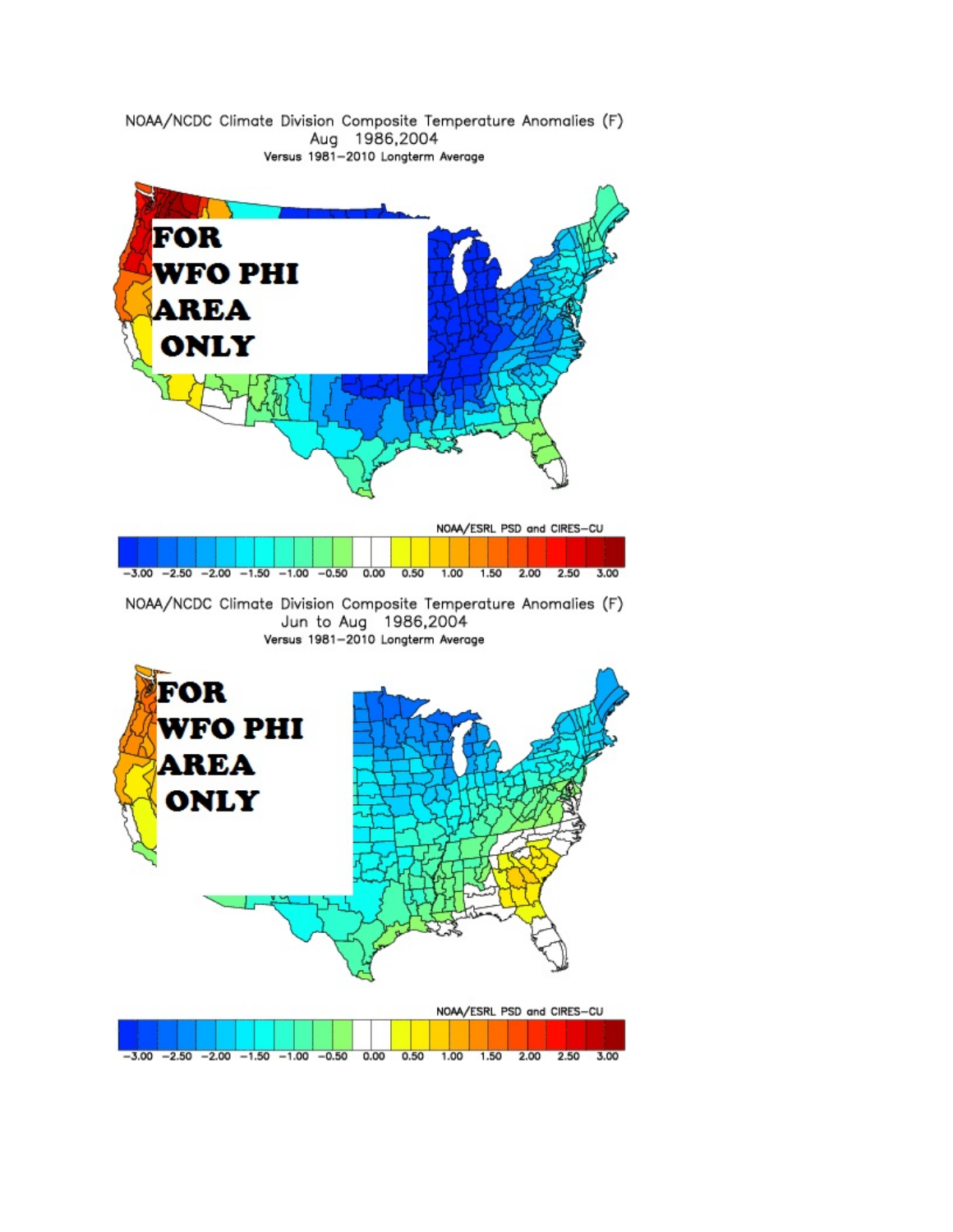NOAA/NCDC Climate Division Composite Temperature Anomalies (F)
Aug 1986,2004
Versus 1981–2010 Longterm Average

FOR WFO PHI AREA ONLY

NOAA/ESRL PSD and CIRES–CU

–3.00 –2.50 –2.00 –1.50 –1.00 –0.50 0.00 0.50 1.00 1.50 2.00 2.50 3.00

NOAA/NCDC Climate Division Composite Temperature Anomalies (F)
Jun to Aug 1986,2004
Versus 1981–2010 Longterm Average

FOR WFO PHI AREA ONLY

NOAA/ESRL PSD and CIRES–CU

–3.00 –2.50 –2.00 –1.50 –1.00 –0.50 0.00 0.50 1.00 1.50 2.00 2.50 3.00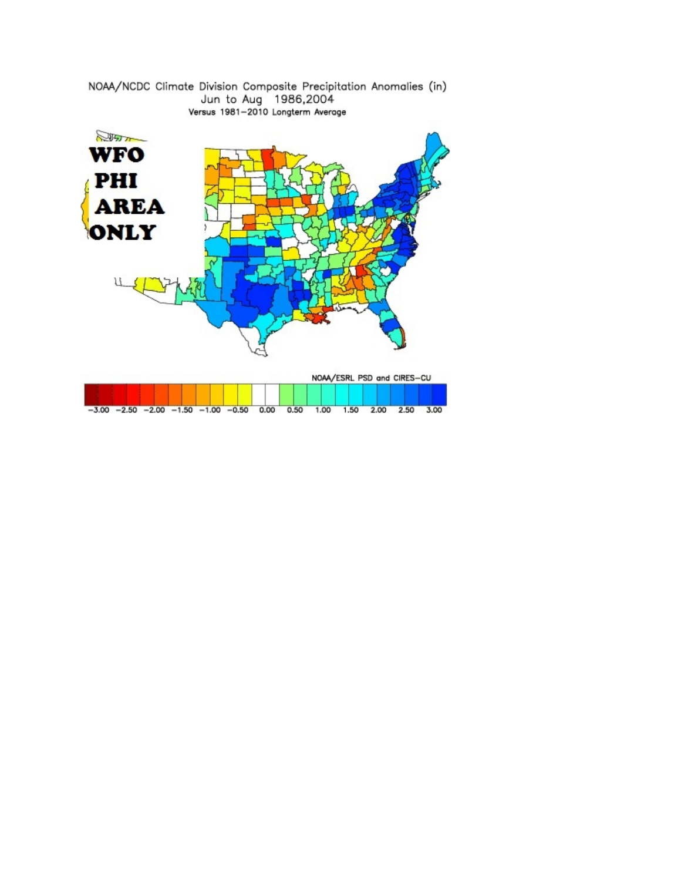NOAA/NCDC Climate Division Composite Precipitation Anomalies (in)
Jun to Aug 1986,2004
Versus 1981–2010 Longterm Average

WFO
PHI
AREA
ONLY

NOAA/ESRL PSD and CIRES–CU

−3.00 −2.50 −2.00 −1.50 −1.00 −0.50 0.00 0.50 1.00 1.50 2.00 2.50 3.00